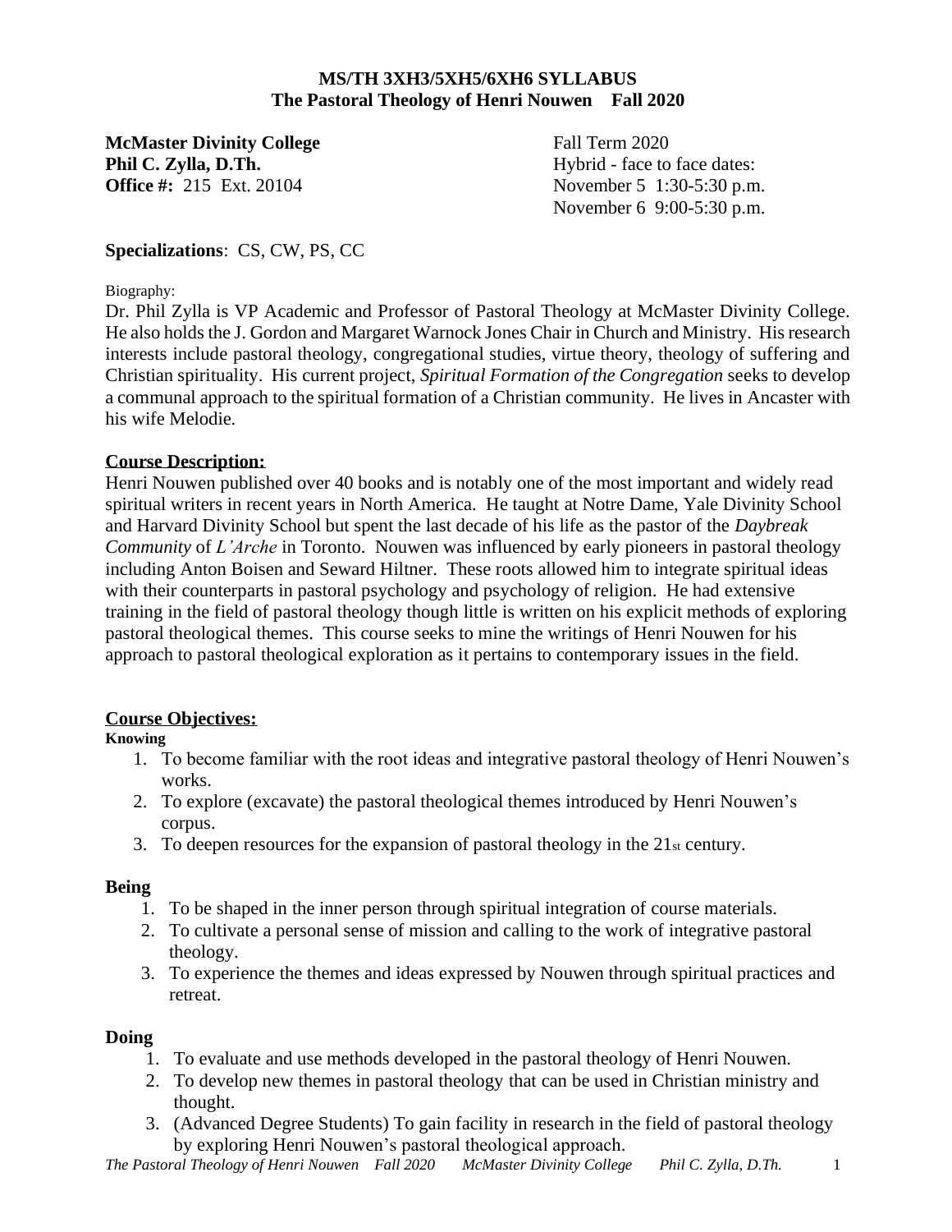**MS/TH 3XH3/5XH5/6XH6 SYLLABUS**
**The Pastoral Theology of Henri Nouwen Fall 2020**

**McMaster Divinity College**
**Phil C. Zylla, D.Th.**
**Office #:** 215 Ext. 20104

Fall Term 2020
Hybrid - face to face dates:
November 5 1:30-5:30 p.m.
November 6 9:00-5:30 p.m.

**Specializations**: CS, CW, PS, CC

Biography:

Dr. Phil Zylla is VP Academic and Professor of Pastoral Theology at McMaster Divinity College. He also holds the J. Gordon and Margaret Warnock Jones Chair in Church and Ministry. His research interests include pastoral theology, congregational studies, virtue theory, theology of suffering and Christian spirituality. His current project, *Spiritual Formation of the Congregation* seeks to develop a communal approach to the spiritual formation of a Christian community. He lives in Ancaster with his wife Melodie.

## Course Description:

Henri Nouwen published over 40 books and is notably one of the most important and widely read spiritual writers in recent years in North America. He taught at Notre Dame, Yale Divinity School and Harvard Divinity School but spent the last decade of his life as the pastor of the *Daybreak Community* of *L'Arche* in Toronto. Nouwen was influenced by early pioneers in pastoral theology including Anton Boisen and Seward Hiltner. These roots allowed him to integrate spiritual ideas with their counterparts in pastoral psychology and psychology of religion. He had extensive training in the field of pastoral theology though little is written on his explicit methods of exploring pastoral theological themes. This course seeks to mine the writings of Henri Nouwen for his approach to pastoral theological exploration as it pertains to contemporary issues in the field.

## Course Objectives:

**Knowing**

1. To become familiar with the root ideas and integrative pastoral theology of Henri Nouwen's works.
2. To explore (excavate) the pastoral theological themes introduced by Henri Nouwen's corpus.
3. To deepen resources for the expansion of pastoral theology in the 21st century.

**Being**

1. To be shaped in the inner person through spiritual integration of course materials.
2. To cultivate a personal sense of mission and calling to the work of integrative pastoral theology.
3. To experience the themes and ideas expressed by Nouwen through spiritual practices and retreat.

**Doing**

1. To evaluate and use methods developed in the pastoral theology of Henri Nouwen.
2. To develop new themes in pastoral theology that can be used in Christian ministry and thought.
3. (Advanced Degree Students) To gain facility in research in the field of pastoral theology by exploring Henri Nouwen's pastoral theological approach.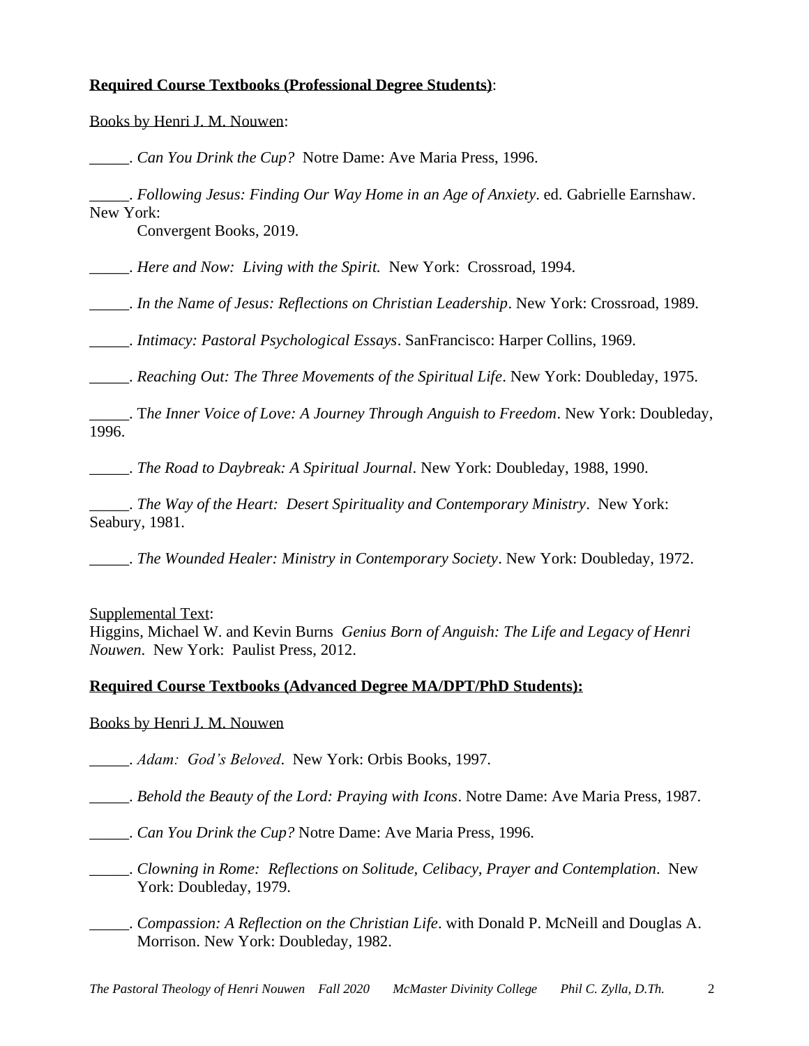**Required Course Textbooks (Professional Degree Students)**:

Books by Henri J. M. Nouwen:

_____. *Can You Drink the Cup?* Notre Dame: Ave Maria Press, 1996.

_____. *Following Jesus: Finding Our Way Home in an Age of Anxiety*. ed. Gabrielle Earnshaw. New York: Convergent Books, 2019.

_____. *Here and Now: Living with the Spirit.* New York: Crossroad, 1994.

_____. *In the Name of Jesus: Reflections on Christian Leadership*. New York: Crossroad, 1989.

_____. *Intimacy: Pastoral Psychological Essays*. SanFrancisco: Harper Collins, 1969.

_____. *Reaching Out: The Three Movements of the Spiritual Life*. New York: Doubleday, 1975.

_____. T*he Inner Voice of Love: A Journey Through Anguish to Freedom*. New York: Doubleday, 1996.

_____. *The Road to Daybreak: A Spiritual Journal*. New York: Doubleday, 1988, 1990.

_____. *The Way of the Heart: Desert Spirituality and Contemporary Ministry*. New York: Seabury, 1981.

_____. *The Wounded Healer: Ministry in Contemporary Society*. New York: Doubleday, 1972.

Supplemental Text:
Higgins, Michael W. and Kevin Burns *Genius Born of Anguish: The Life and Legacy of Henri Nouwen*. New York: Paulist Press, 2012.

**Required Course Textbooks (Advanced Degree MA/DPT/PhD Students):**

Books by Henri J. M. Nouwen

_____. *Adam: God's Beloved*. New York: Orbis Books, 1997.

_____. *Behold the Beauty of the Lord: Praying with Icons*. Notre Dame: Ave Maria Press, 1987.

_____. *Can You Drink the Cup?* Notre Dame: Ave Maria Press, 1996.

_____. *Clowning in Rome: Reflections on Solitude, Celibacy, Prayer and Contemplation*. New York: Doubleday, 1979.

_____. *Compassion: A Reflection on the Christian Life*. with Donald P. McNeill and Douglas A. Morrison. New York: Doubleday, 1982.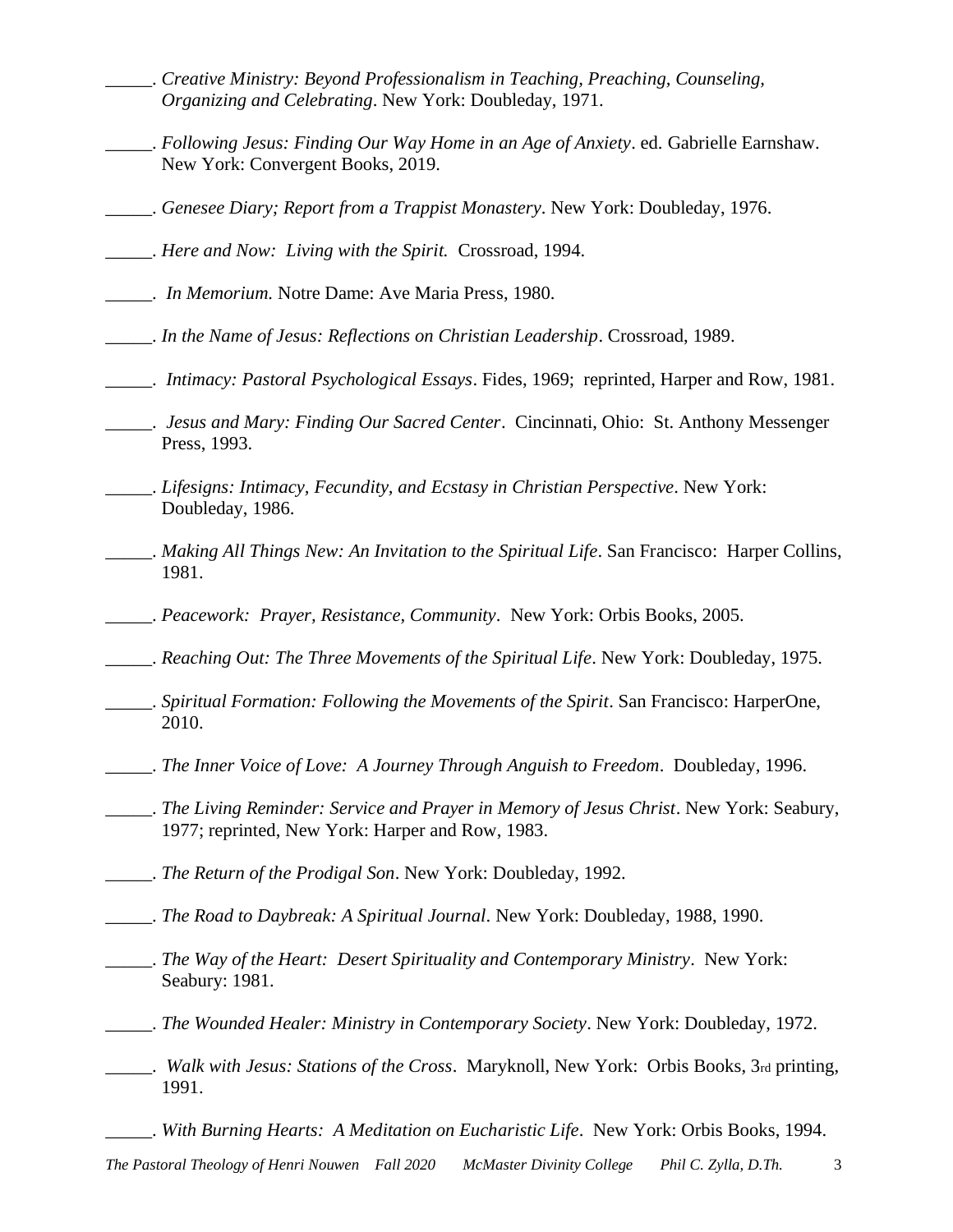_____. *Creative Ministry: Beyond Professionalism in Teaching, Preaching, Counseling, Organizing and Celebrating*. New York: Doubleday, 1971.

_____. *Following Jesus: Finding Our Way Home in an Age of Anxiety*. ed. Gabrielle Earnshaw. New York: Convergent Books, 2019.

_____. *Genesee Diary; Report from a Trappist Monastery*. New York: Doubleday, 1976.

_____. *Here and Now: Living with the Spirit.* Crossroad, 1994.

_____. *In Memorium.* Notre Dame: Ave Maria Press, 1980.

_____. *In the Name of Jesus: Reflections on Christian Leadership*. Crossroad, 1989.

_____. *Intimacy: Pastoral Psychological Essays*. Fides, 1969; reprinted, Harper and Row, 1981.

_____. *Jesus and Mary: Finding Our Sacred Center*. Cincinnati, Ohio: St. Anthony Messenger Press, 1993.

_____. *Lifesigns: Intimacy, Fecundity, and Ecstasy in Christian Perspective*. New York: Doubleday, 1986.

_____. *Making All Things New: An Invitation to the Spiritual Life*. San Francisco: Harper Collins, 1981.

_____. *Peacework: Prayer, Resistance, Community*. New York: Orbis Books, 2005.

_____. *Reaching Out: The Three Movements of the Spiritual Life*. New York: Doubleday, 1975.

_____. *Spiritual Formation: Following the Movements of the Spirit*. San Francisco: HarperOne, 2010.

_____. *The Inner Voice of Love: A Journey Through Anguish to Freedom*. Doubleday, 1996.

_____. *The Living Reminder: Service and Prayer in Memory of Jesus Christ*. New York: Seabury, 1977; reprinted, New York: Harper and Row, 1983.

_____. *The Return of the Prodigal Son*. New York: Doubleday, 1992.

_____. *The Road to Daybreak: A Spiritual Journal*. New York: Doubleday, 1988, 1990.

_____. *The Way of the Heart: Desert Spirituality and Contemporary Ministry*. New York: Seabury: 1981.

_____. *The Wounded Healer: Ministry in Contemporary Society*. New York: Doubleday, 1972.

_____. *Walk with Jesus: Stations of the Cross*. Maryknoll, New York: Orbis Books, 3rd printing, 1991.

_____. *With Burning Hearts: A Meditation on Eucharistic Life*. New York: Orbis Books, 1994.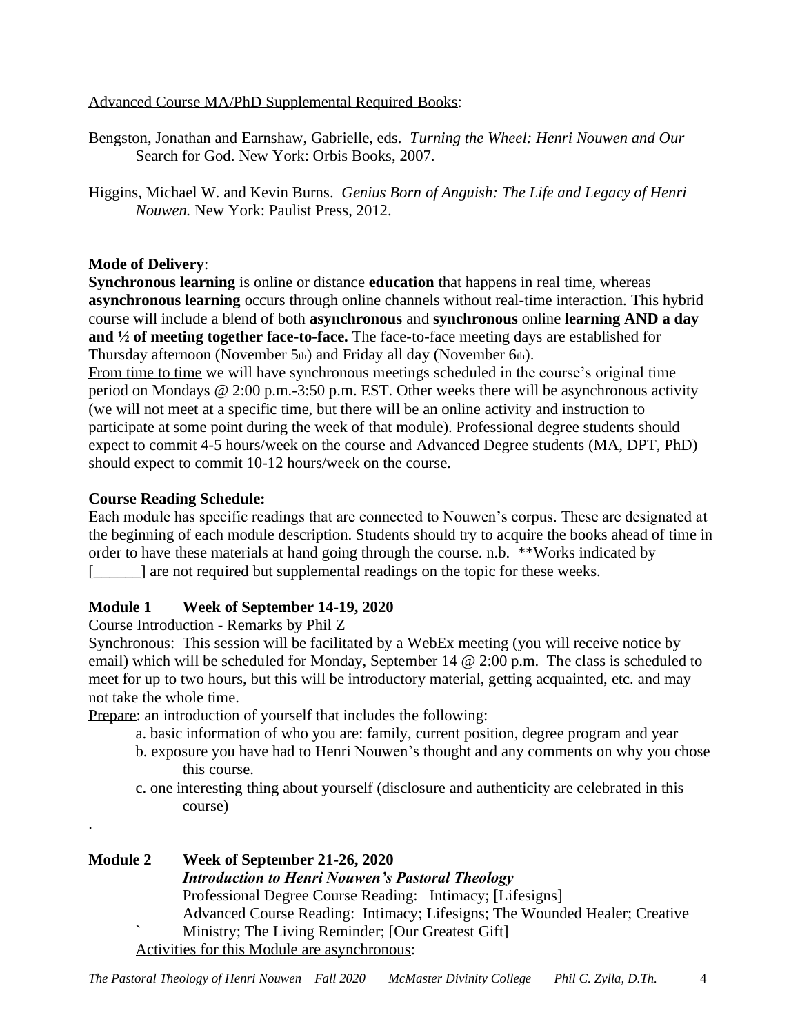Advanced Course MA/PhD Supplemental Required Books:

Bengston, Jonathan and Earnshaw, Gabrielle, eds. *Turning the Wheel: Henri Nouwen and Our* Search for God. New York: Orbis Books, 2007.

Higgins, Michael W. and Kevin Burns. *Genius Born of Anguish: The Life and Legacy of Henri Nouwen.* New York: Paulist Press, 2012.

**Mode of Delivery**:
**Synchronous learning** is online or distance **education** that happens in real time, whereas **asynchronous learning** occurs through online channels without real-time interaction. This hybrid course will include a blend of both **asynchronous** and **synchronous** online **learning AND a day and ½ of meeting together face-to-face.** The face-to-face meeting days are established for Thursday afternoon (November 5th) and Friday all day (November 6th).
From time to time we will have synchronous meetings scheduled in the course's original time period on Mondays @ 2:00 p.m.-3:50 p.m. EST. Other weeks there will be asynchronous activity (we will not meet at a specific time, but there will be an online activity and instruction to participate at some point during the week of that module). Professional degree students should expect to commit 4-5 hours/week on the course and Advanced Degree students (MA, DPT, PhD) should expect to commit 10-12 hours/week on the course.

**Course Reading Schedule:**
Each module has specific readings that are connected to Nouwen's corpus. These are designated at the beginning of each module description. Students should try to acquire the books ahead of time in order to have these materials at hand going through the course. n.b. **Works indicated by [______] are not required but supplemental readings on the topic for these weeks.

**Module 1 Week of September 14-19, 2020**
Course Introduction - Remarks by Phil Z
Synchronous: This session will be facilitated by a WebEx meeting (you will receive notice by email) which will be scheduled for Monday, September 14 @ 2:00 p.m. The class is scheduled to meet for up to two hours, but this will be introductory material, getting acquainted, etc. and may not take the whole time.
Prepare: an introduction of yourself that includes the following:

a. basic information of who you are: family, current position, degree program and year
b. exposure you have had to Henri Nouwen's thought and any comments on why you chose this course.
c. one interesting thing about yourself (disclosure and authenticity are celebrated in this course)

.

**Module 2 Week of September 21-26, 2020**
***Introduction to Henri Nouwen's Pastoral Theology***
Professional Degree Course Reading: Intimacy; [Lifesigns]
Advanced Course Reading: Intimacy; Lifesigns; The Wounded Healer; Creative Ministry; The Living Reminder; [Our Greatest Gift]
Activities for this Module are asynchronous: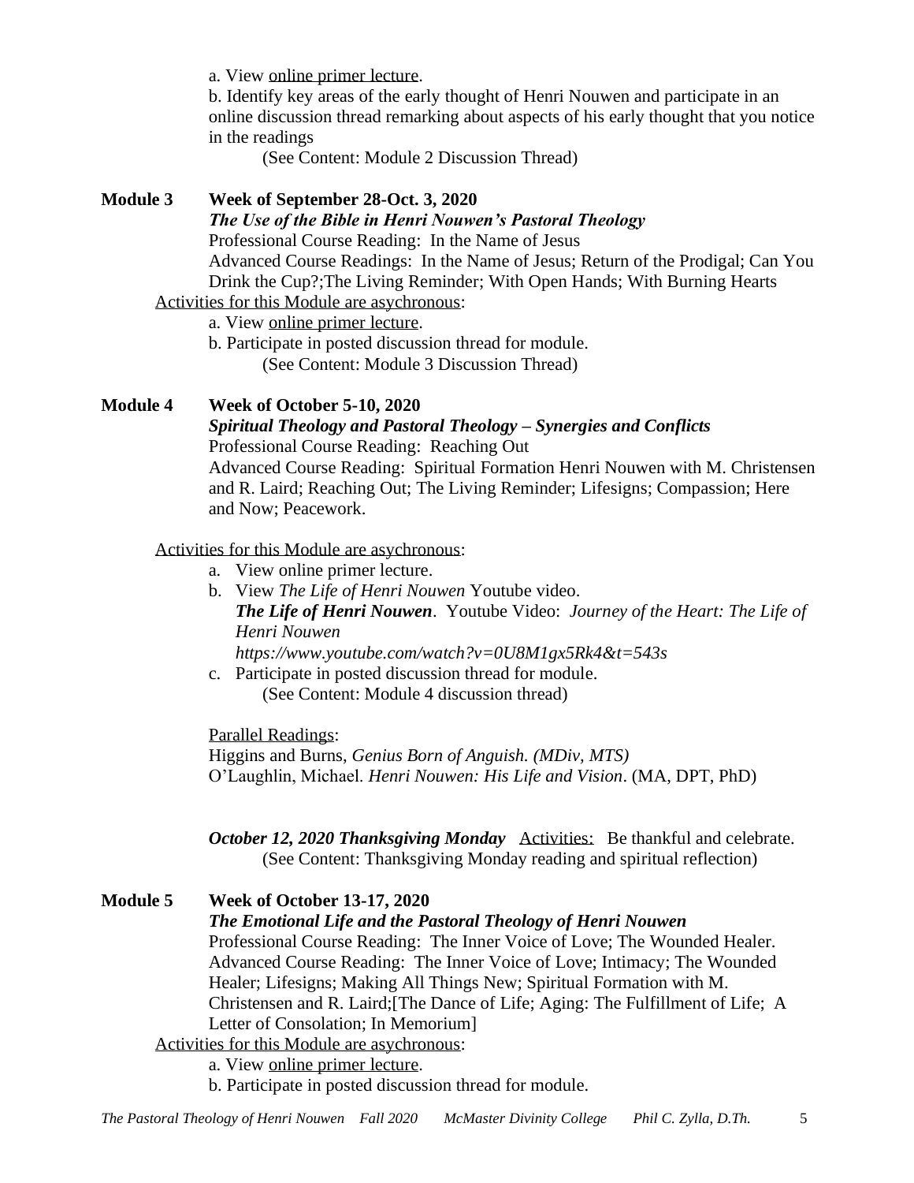a. View online primer lecture.

b. Identify key areas of the early thought of Henri Nouwen and participate in an online discussion thread remarking about aspects of his early thought that you notice in the readings

(See Content: Module 2 Discussion Thread)

**Module 3 Week of September 28-Oct. 3, 2020**

***The Use of the Bible in Henri Nouwen's Pastoral Theology***

Professional Course Reading: In the Name of Jesus

Advanced Course Readings: In the Name of Jesus; Return of the Prodigal; Can You Drink the Cup?;The Living Reminder; With Open Hands; With Burning Hearts

Activities for this Module are asychronous:

a. View online primer lecture.

b. Participate in posted discussion thread for module.

(See Content: Module 3 Discussion Thread)

**Module 4 Week of October 5-10, 2020**

***Spiritual Theology and Pastoral Theology – Synergies and Conflicts***

Professional Course Reading: Reaching Out

Advanced Course Reading: Spiritual Formation Henri Nouwen with M. Christensen and R. Laird; Reaching Out; The Living Reminder; Lifesigns; Compassion; Here and Now; Peacework.

Activities for this Module are asychronous:

a. View online primer lecture.
b. View *The Life of Henri Nouwen* Youtube video.
   ***The Life of Henri Nouwen***. Youtube Video: *Journey of the Heart: The Life of Henri Nouwen*
   *https://www.youtube.com/watch?v=0U8M1gx5Rk4&t=543s*
c. Participate in posted discussion thread for module.
   (See Content: Module 4 discussion thread)

Parallel Readings:

Higgins and Burns, *Genius Born of Anguish. (MDiv, MTS)*

O'Laughlin, Michael. *Henri Nouwen: His Life and Vision*. (MA, DPT, PhD)

***October 12, 2020 Thanksgiving Monday*** Activities: Be thankful and celebrate.

(See Content: Thanksgiving Monday reading and spiritual reflection)

**Module 5 Week of October 13-17, 2020**

***The Emotional Life and the Pastoral Theology of Henri Nouwen***

Professional Course Reading: The Inner Voice of Love; The Wounded Healer.

Advanced Course Reading: The Inner Voice of Love; Intimacy; The Wounded Healer; Lifesigns; Making All Things New; Spiritual Formation with M. Christensen and R. Laird;[The Dance of Life; Aging: The Fulfillment of Life; A Letter of Consolation; In Memorium]

Activities for this Module are asychronous:

a. View online primer lecture.

b. Participate in posted discussion thread for module.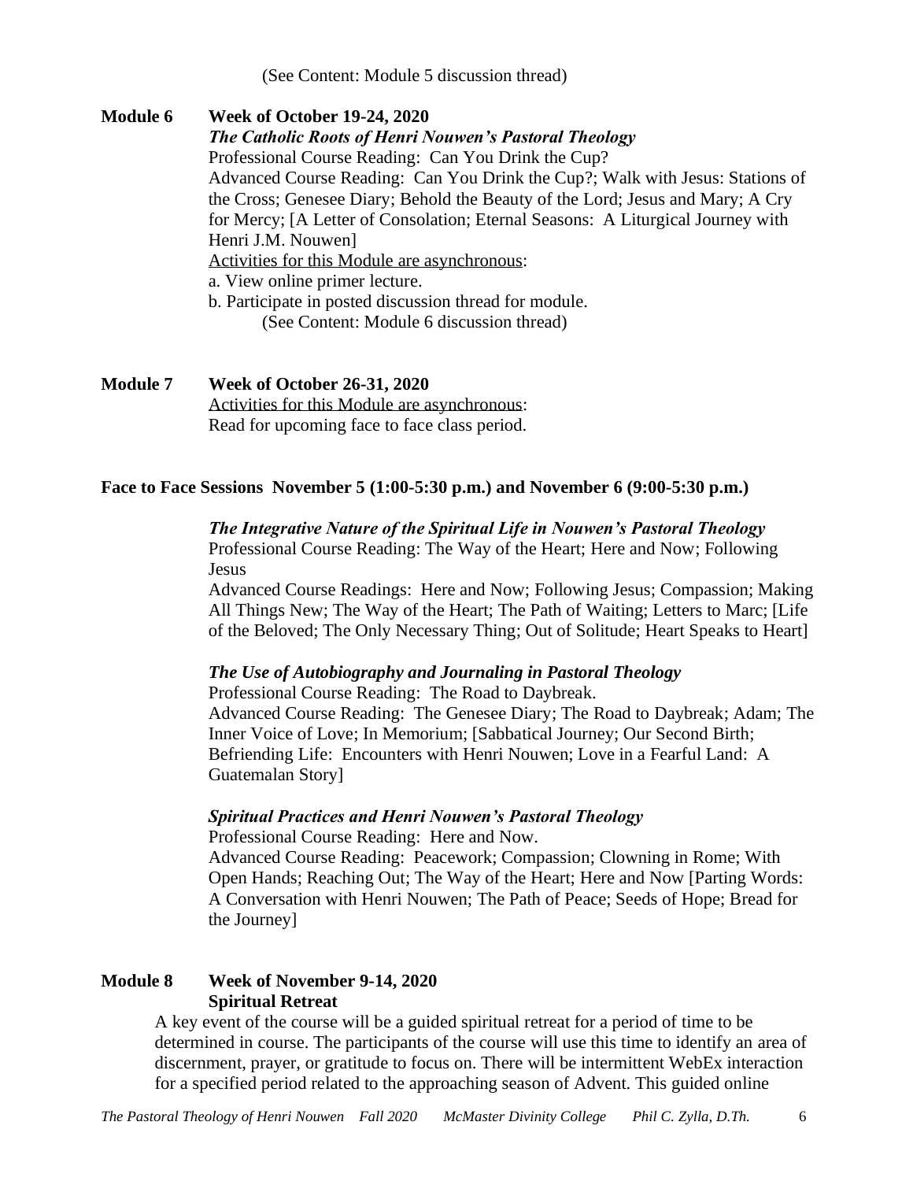(See Content: Module 5 discussion thread)

**Module 6 Week of October 19-24, 2020**

***The Catholic Roots of Henri Nouwen's Pastoral Theology***

Professional Course Reading: Can You Drink the Cup?

Advanced Course Reading: Can You Drink the Cup?; Walk with Jesus: Stations of the Cross; Genesee Diary; Behold the Beauty of the Lord; Jesus and Mary; A Cry for Mercy; [A Letter of Consolation; Eternal Seasons: A Liturgical Journey with Henri J.M. Nouwen]

<u>Activities for this Module are asynchronous</u>:

a. View online primer lecture.

b. Participate in posted discussion thread for module.

(See Content: Module 6 discussion thread)

**Module 7 Week of October 26-31, 2020**

<u>Activities for this Module are asynchronous</u>:

Read for upcoming face to face class period.

**Face to Face Sessions November 5 (1:00-5:30 p.m.) and November 6 (9:00-5:30 p.m.)**

***The Integrative Nature of the Spiritual Life in Nouwen's Pastoral Theology***

Professional Course Reading: The Way of the Heart; Here and Now; Following Jesus

Advanced Course Readings: Here and Now; Following Jesus; Compassion; Making All Things New; The Way of the Heart; The Path of Waiting; Letters to Marc; [Life of the Beloved; The Only Necessary Thing; Out of Solitude; Heart Speaks to Heart]

***The Use of Autobiography and Journaling in Pastoral Theology***

Professional Course Reading: The Road to Daybreak.

Advanced Course Reading: The Genesee Diary; The Road to Daybreak; Adam; The Inner Voice of Love; In Memorium; [Sabbatical Journey; Our Second Birth; Befriending Life: Encounters with Henri Nouwen; Love in a Fearful Land: A Guatemalan Story]

***Spiritual Practices and Henri Nouwen's Pastoral Theology***

Professional Course Reading: Here and Now.

Advanced Course Reading: Peacework; Compassion; Clowning in Rome; With Open Hands; Reaching Out; The Way of the Heart; Here and Now [Parting Words: A Conversation with Henri Nouwen; The Path of Peace; Seeds of Hope; Bread for the Journey]

**Module 8 Week of November 9-14, 2020**

**Spiritual Retreat**

A key event of the course will be a guided spiritual retreat for a period of time to be determined in course. The participants of the course will use this time to identify an area of discernment, prayer, or gratitude to focus on. There will be intermittent WebEx interaction for a specified period related to the approaching season of Advent. This guided online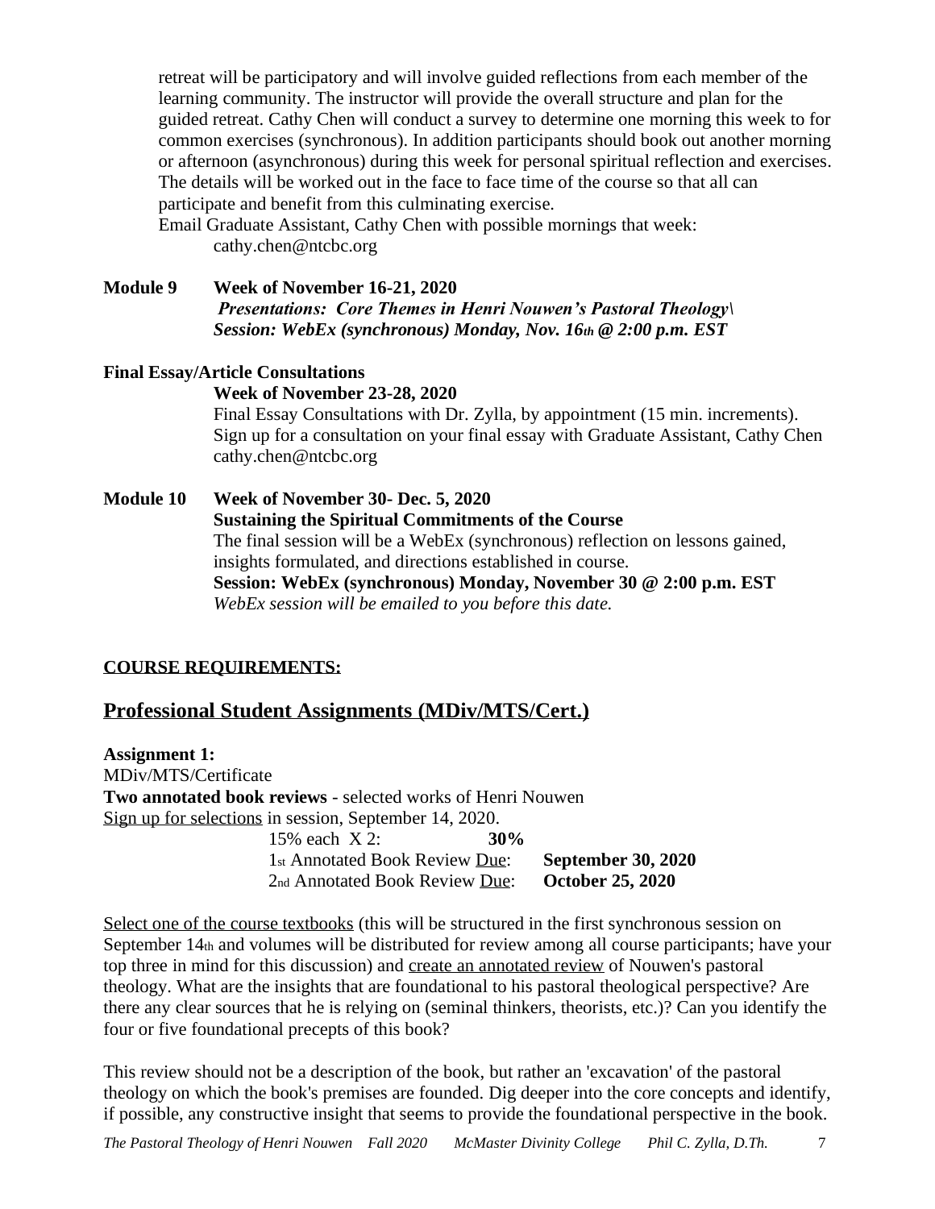retreat will be participatory and will involve guided reflections from each member of the learning community. The instructor will provide the overall structure and plan for the guided retreat. Cathy Chen will conduct a survey to determine one morning this week to for common exercises (synchronous). In addition participants should book out another morning or afternoon (asynchronous) during this week for personal spiritual reflection and exercises. The details will be worked out in the face to face time of the course so that all can participate and benefit from this culminating exercise.
Email Graduate Assistant, Cathy Chen with possible mornings that week:
cathy.chen@ntcbc.org

**Module 9 Week of November 16-21, 2020**
***Presentations: Core Themes in Henri Nouwen's Pastoral Theology\\***
***Session: WebEx (synchronous) Monday, Nov. 16th @ 2:00 p.m. EST***

**Final Essay/Article Consultations**
**Week of November 23-28, 2020**
Final Essay Consultations with Dr. Zylla, by appointment (15 min. increments). Sign up for a consultation on your final essay with Graduate Assistant, Cathy Chen cathy.chen@ntcbc.org

**Module 10 Week of November 30- Dec. 5, 2020**
**Sustaining the Spiritual Commitments of the Course**
The final session will be a WebEx (synchronous) reflection on lessons gained, insights formulated, and directions established in course.
**Session: WebEx (synchronous) Monday, November 30 @ 2:00 p.m. EST**
*WebEx session will be emailed to you before this date.*

**COURSE REQUIREMENTS:**

## Professional Student Assignments (MDiv/MTS/Cert.)

**Assignment 1:**
MDiv/MTS/Certificate
**Two annotated book reviews** - selected works of Henri Nouwen
Sign up for selections in session, September 14, 2020.

15% each X 2: **30%**
1st Annotated Book Review Due: **September 30, 2020**
2nd Annotated Book Review Due: **October 25, 2020**

Select one of the course textbooks (this will be structured in the first synchronous session on September 14th and volumes will be distributed for review among all course participants; have your top three in mind for this discussion) and create an annotated review of Nouwen's pastoral theology. What are the insights that are foundational to his pastoral theological perspective? Are there any clear sources that he is relying on (seminal thinkers, theorists, etc.)? Can you identify the four or five foundational precepts of this book?

This review should not be a description of the book, but rather an 'excavation' of the pastoral theology on which the book's premises are founded. Dig deeper into the core concepts and identify, if possible, any constructive insight that seems to provide the foundational perspective in the book.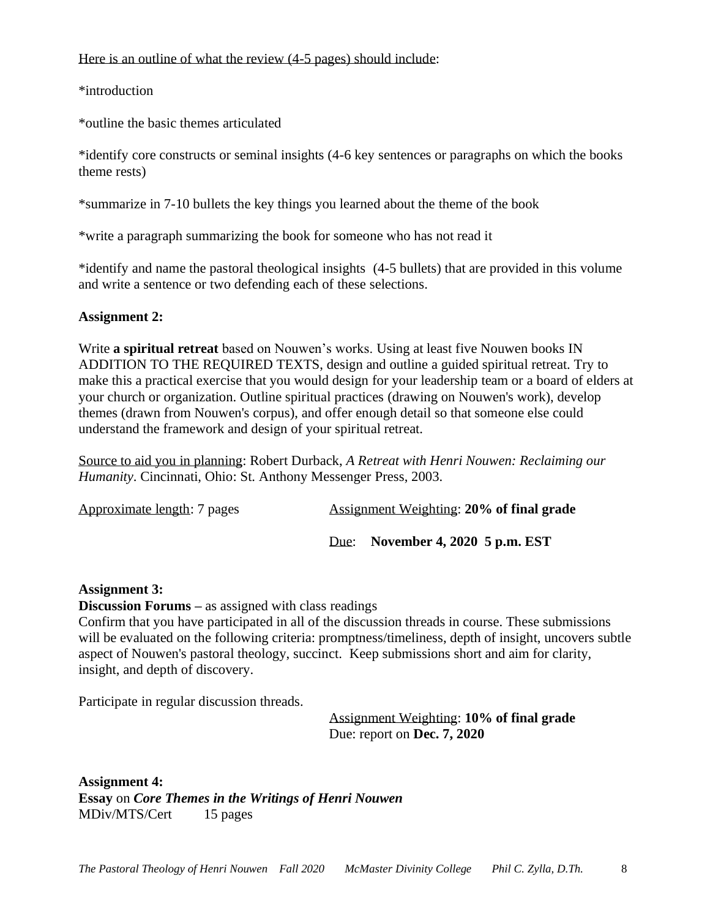Here is an outline of what the review (4-5 pages) should include:

*introduction

*outline the basic themes articulated

*identify core constructs or seminal insights (4-6 key sentences or paragraphs on which the books theme rests)

*summarize in 7-10 bullets the key things you learned about the theme of the book

*write a paragraph summarizing the book for someone who has not read it

*identify and name the pastoral theological insights (4-5 bullets) that are provided in this volume and write a sentence or two defending each of these selections.

**Assignment 2:**

Write **a spiritual retreat** based on Nouwen's works. Using at least five Nouwen books IN ADDITION TO THE REQUIRED TEXTS, design and outline a guided spiritual retreat. Try to make this a practical exercise that you would design for your leadership team or a board of elders at your church or organization. Outline spiritual practices (drawing on Nouwen's work), develop themes (drawn from Nouwen's corpus), and offer enough detail so that someone else could understand the framework and design of your spiritual retreat.

Source to aid you in planning: Robert Durback, *A Retreat with Henri Nouwen: Reclaiming our Humanity*. Cincinnati, Ohio: St. Anthony Messenger Press, 2003.

Approximate length: 7 pages

Assignment Weighting: **20% of final grade**

Due: **November 4, 2020 5 p.m. EST**

**Assignment 3:**

**Discussion Forums –** as assigned with class readings

Confirm that you have participated in all of the discussion threads in course. These submissions will be evaluated on the following criteria: promptness/timeliness, depth of insight, uncovers subtle aspect of Nouwen's pastoral theology, succinct. Keep submissions short and aim for clarity, insight, and depth of discovery.

Participate in regular discussion threads.

Assignment Weighting: **10% of final grade**

Due: report on **Dec. 7, 2020**

**Assignment 4:**

**Essay** on ***Core Themes in the Writings of Henri Nouwen***

MDiv/MTS/Cert 15 pages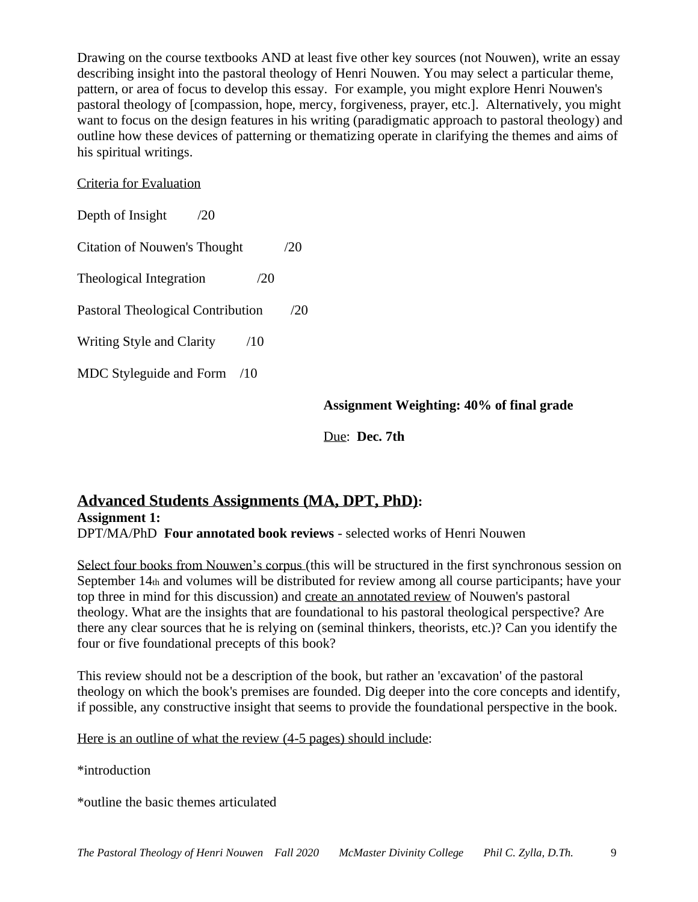Drawing on the course textbooks AND at least five other key sources (not Nouwen), write an essay describing insight into the pastoral theology of Henri Nouwen. You may select a particular theme, pattern, or area of focus to develop this essay. For example, you might explore Henri Nouwen's pastoral theology of [compassion, hope, mercy, forgiveness, prayer, etc.]. Alternatively, you might want to focus on the design features in his writing (paradigmatic approach to pastoral theology) and outline how these devices of patterning or thematizing operate in clarifying the themes and aims of his spiritual writings.

Criteria for Evaluation

Depth of Insight /20

Citation of Nouwen's Thought /20

Theological Integration /20

Pastoral Theological Contribution /20

Writing Style and Clarity /10

MDC Styleguide and Form /10

**Assignment Weighting: 40% of final grade**

Due: **Dec. 7th**

## Advanced Students Assignments (MA, DPT, PhD):

**Assignment 1:**

DPT/MA/PhD **Four annotated book reviews** - selected works of Henri Nouwen

Select four books from Nouwen's corpus (this will be structured in the first synchronous session on September 14th and volumes will be distributed for review among all course participants; have your top three in mind for this discussion) and create an annotated review of Nouwen's pastoral theology. What are the insights that are foundational to his pastoral theological perspective? Are there any clear sources that he is relying on (seminal thinkers, theorists, etc.)? Can you identify the four or five foundational precepts of this book?

This review should not be a description of the book, but rather an 'excavation' of the pastoral theology on which the book's premises are founded. Dig deeper into the core concepts and identify, if possible, any constructive insight that seems to provide the foundational perspective in the book.

Here is an outline of what the review (4-5 pages) should include:

*introduction

*outline the basic themes articulated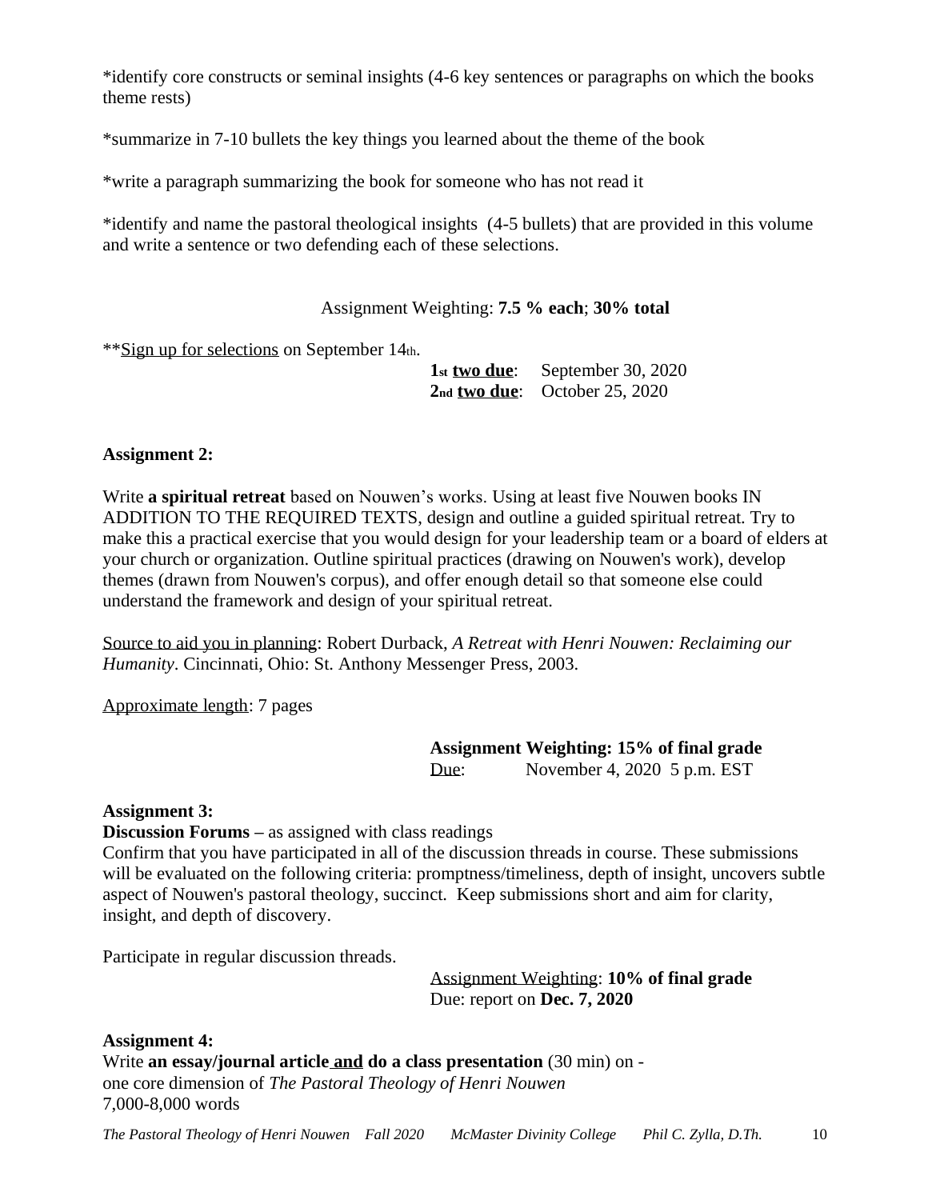*identify core constructs or seminal insights (4-6 key sentences or paragraphs on which the books theme rests)

*summarize in 7-10 bullets the key things you learned about the theme of the book

*write a paragraph summarizing the book for someone who has not read it

*identify and name the pastoral theological insights (4-5 bullets) that are provided in this volume and write a sentence or two defending each of these selections.

Assignment Weighting: **7.5 % each**; **30% total**

**Sign up for selections on September 14th.

**1st two due**: September 30, 2020
**2nd two due**: October 25, 2020

**Assignment 2:**

Write **a spiritual retreat** based on Nouwen's works. Using at least five Nouwen books IN ADDITION TO THE REQUIRED TEXTS, design and outline a guided spiritual retreat. Try to make this a practical exercise that you would design for your leadership team or a board of elders at your church or organization. Outline spiritual practices (drawing on Nouwen's work), develop themes (drawn from Nouwen's corpus), and offer enough detail so that someone else could understand the framework and design of your spiritual retreat.

Source to aid you in planning: Robert Durback, *A Retreat with Henri Nouwen: Reclaiming our Humanity*. Cincinnati, Ohio: St. Anthony Messenger Press, 2003.

Approximate length: 7 pages

**Assignment Weighting: 15% of final grade**
Due: November 4, 2020 5 p.m. EST

**Assignment 3:**
**Discussion Forums –** as assigned with class readings
Confirm that you have participated in all of the discussion threads in course. These submissions will be evaluated on the following criteria: promptness/timeliness, depth of insight, uncovers subtle aspect of Nouwen's pastoral theology, succinct. Keep submissions short and aim for clarity, insight, and depth of discovery.

Participate in regular discussion threads.

Assignment Weighting: **10% of final grade**
Due: report on **Dec. 7, 2020**

**Assignment 4:**
Write **an essay/journal article and do a class presentation** (30 min) on - one core dimension of *The Pastoral Theology of Henri Nouwen*
7,000-8,000 words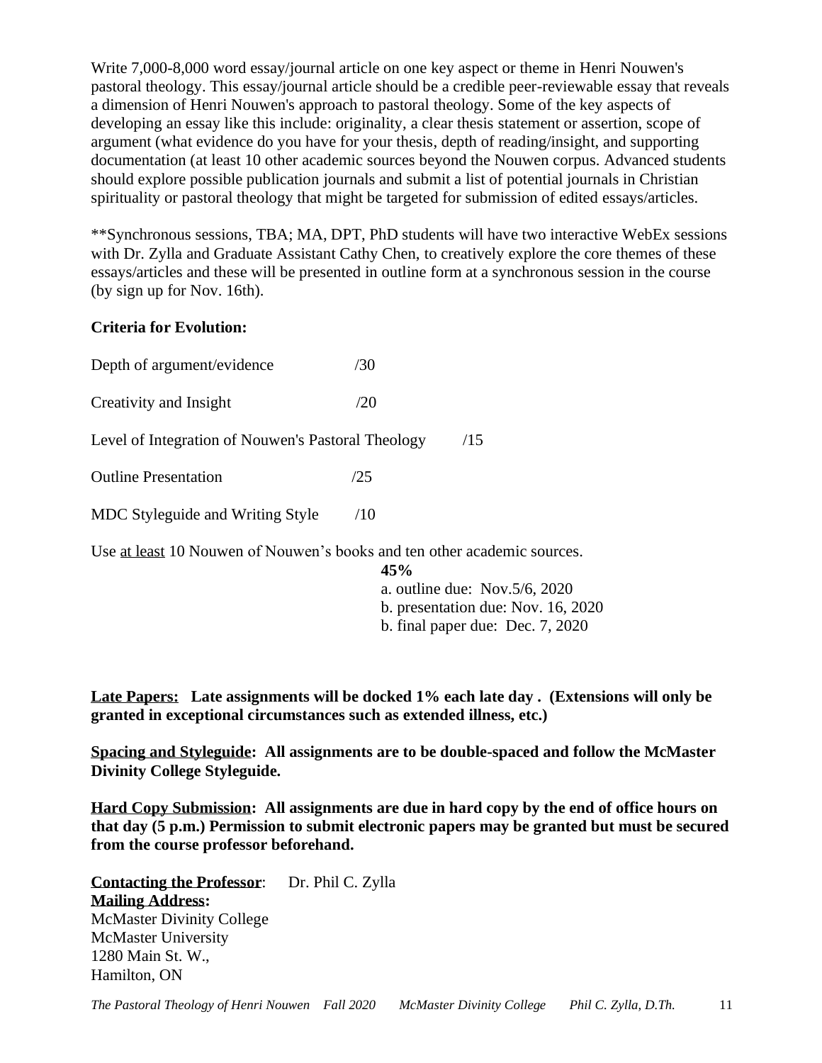Write 7,000-8,000 word essay/journal article on one key aspect or theme in Henri Nouwen's pastoral theology. This essay/journal article should be a credible peer-reviewable essay that reveals a dimension of Henri Nouwen's approach to pastoral theology. Some of the key aspects of developing an essay like this include: originality, a clear thesis statement or assertion, scope of argument (what evidence do you have for your thesis, depth of reading/insight, and supporting documentation (at least 10 other academic sources beyond the Nouwen corpus. Advanced students should explore possible publication journals and submit a list of potential journals in Christian spirituality or pastoral theology that might be targeted for submission of edited essays/articles.

**Synchronous sessions, TBA; MA, DPT, PhD students will have two interactive WebEx sessions with Dr. Zylla and Graduate Assistant Cathy Chen, to creatively explore the core themes of these essays/articles and these will be presented in outline form at a synchronous session in the course (by sign up for Nov. 16th).

**Criteria for Evolution:**

| | |
|---|---|
| Depth of argument/evidence | /30 |
| Creativity and Insight | /20 |
| Level of Integration of Nouwen's Pastoral Theology | /15 |
| Outline Presentation | /25 |
| MDC Styleguide and Writing Style | /10 |

Use <u>at least</u> 10 Nouwen of Nouwen's books and ten other academic sources.

**45%**
a. outline due: Nov.5/6, 2020
b. presentation due: Nov. 16, 2020
b. final paper due: Dec. 7, 2020

**<u>Late Papers:</u> Late assignments will be docked 1% each late day . (Extensions will only be granted in exceptional circumstances such as extended illness, etc.)**

**<u>Spacing and Styleguide</u>: All assignments are to be double-spaced and follow the McMaster Divinity College Styleguide.**

**<u>Hard Copy Submission</u>: All assignments are due in hard copy by the end of office hours on that day (5 p.m.) Permission to submit electronic papers may be granted but must be secured from the course professor beforehand.**

**<u>Contacting the Professor</u>**: Dr. Phil C. Zylla
**<u>Mailing Address</u>:**
McMaster Divinity College
McMaster University
1280 Main St. W.,
Hamilton, ON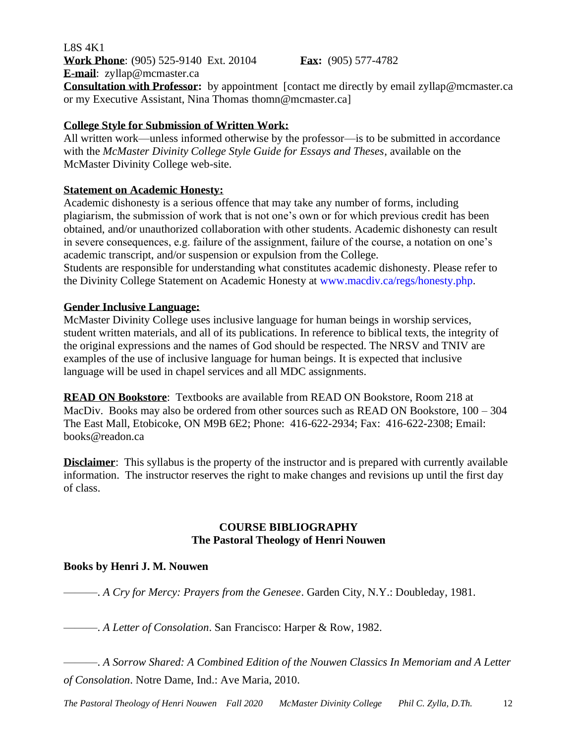L8S 4K1
**Work Phone**: (905) 525-9140 Ext. 20104 **Fax:** (905) 577-4782
**E-mail**: zyllap@mcmaster.ca
**Consultation with Professor:** by appointment [contact me directly by email zyllap@mcmaster.ca or my Executive Assistant, Nina Thomas thomn@mcmaster.ca]

**College Style for Submission of Written Work:**
All written work—unless informed otherwise by the professor—is to be submitted in accordance with the *McMaster Divinity College Style Guide for Essays and Theses*, available on the McMaster Divinity College web-site.

**Statement on Academic Honesty:**
Academic dishonesty is a serious offence that may take any number of forms, including plagiarism, the submission of work that is not one's own or for which previous credit has been obtained, and/or unauthorized collaboration with other students. Academic dishonesty can result in severe consequences, e.g. failure of the assignment, failure of the course, a notation on one's academic transcript, and/or suspension or expulsion from the College.
Students are responsible for understanding what constitutes academic dishonesty. Please refer to the Divinity College Statement on Academic Honesty at www.macdiv.ca/regs/honesty.php.

**Gender Inclusive Language:**
McMaster Divinity College uses inclusive language for human beings in worship services, student written materials, and all of its publications. In reference to biblical texts, the integrity of the original expressions and the names of God should be respected. The NRSV and TNIV are examples of the use of inclusive language for human beings. It is expected that inclusive language will be used in chapel services and all MDC assignments.

**READ ON Bookstore**: Textbooks are available from READ ON Bookstore, Room 218 at MacDiv. Books may also be ordered from other sources such as READ ON Bookstore, 100 – 304 The East Mall, Etobicoke, ON M9B 6E2; Phone: 416-622-2934; Fax: 416-622-2308; Email: books@readon.ca

**Disclaimer**: This syllabus is the property of the instructor and is prepared with currently available information. The instructor reserves the right to make changes and revisions up until the first day of class.

## COURSE BIBLIOGRAPHY
## The Pastoral Theology of Henri Nouwen

**Books by Henri J. M. Nouwen**

———. *A Cry for Mercy: Prayers from the Genesee*. Garden City, N.Y.: Doubleday, 1981.

———. *A Letter of Consolation*. San Francisco: Harper & Row, 1982.

———. *A Sorrow Shared: A Combined Edition of the Nouwen Classics In Memoriam and A Letter of Consolation*. Notre Dame, Ind.: Ave Maria, 2010.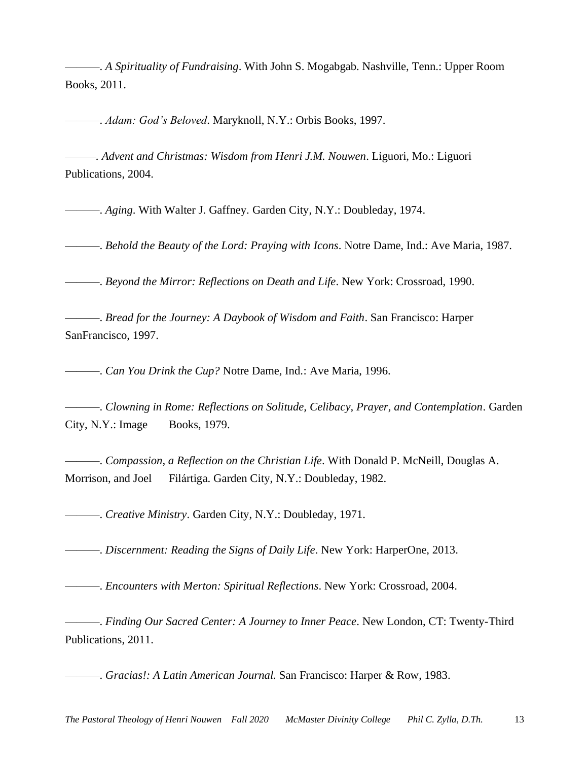———. *A Spirituality of Fundraising*. With John S. Mogabgab. Nashville, Tenn.: Upper Room Books, 2011.

———. *Adam: God's Beloved*. Maryknoll, N.Y.: Orbis Books, 1997.

———. *Advent and Christmas: Wisdom from Henri J.M. Nouwen*. Liguori, Mo.: Liguori Publications, 2004.

———. *Aging*. With Walter J. Gaffney. Garden City, N.Y.: Doubleday, 1974.

———. *Behold the Beauty of the Lord: Praying with Icons*. Notre Dame, Ind.: Ave Maria, 1987.

———. *Beyond the Mirror: Reflections on Death and Life*. New York: Crossroad, 1990.

———. *Bread for the Journey: A Daybook of Wisdom and Faith*. San Francisco: Harper SanFrancisco, 1997.

———. *Can You Drink the Cup?* Notre Dame, Ind.: Ave Maria, 1996.

———. *Clowning in Rome: Reflections on Solitude, Celibacy, Prayer, and Contemplation*. Garden City, N.Y.: Image Books, 1979.

———. *Compassion, a Reflection on the Christian Life*. With Donald P. McNeill, Douglas A. Morrison, and Joel Filártiga. Garden City, N.Y.: Doubleday, 1982.

———. *Creative Ministry*. Garden City, N.Y.: Doubleday, 1971.

———. *Discernment: Reading the Signs of Daily Life*. New York: HarperOne, 2013.

———. *Encounters with Merton: Spiritual Reflections*. New York: Crossroad, 2004.

———. *Finding Our Sacred Center: A Journey to Inner Peace*. New London, CT: Twenty-Third Publications, 2011.

———. *Gracias!: A Latin American Journal.* San Francisco: Harper & Row, 1983.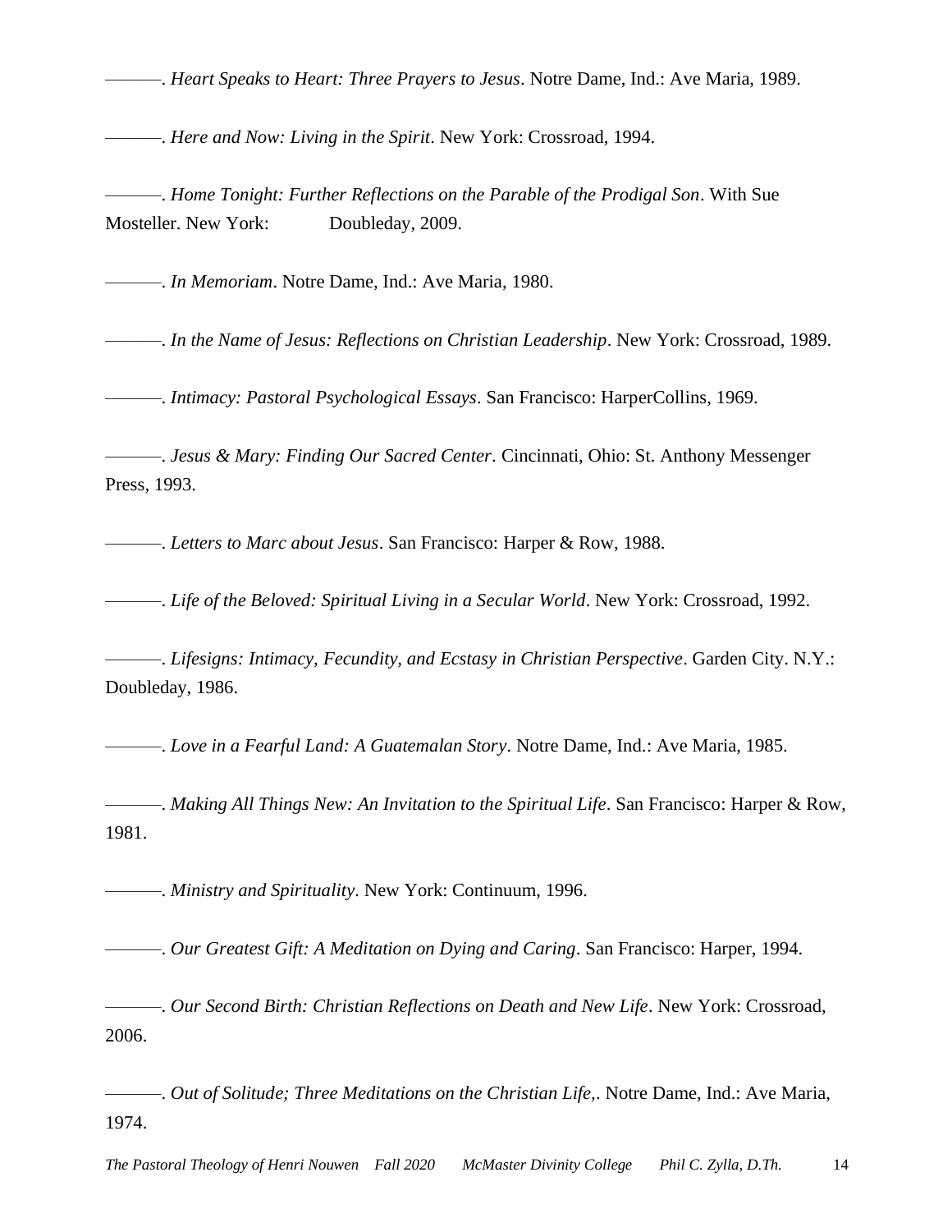———. *Heart Speaks to Heart: Three Prayers to Jesus*. Notre Dame, Ind.: Ave Maria, 1989.

———. *Here and Now: Living in the Spirit*. New York: Crossroad, 1994.

———. *Home Tonight: Further Reflections on the Parable of the Prodigal Son*. With Sue Mosteller. New York: Doubleday, 2009.

———. *In Memoriam*. Notre Dame, Ind.: Ave Maria, 1980.

———. *In the Name of Jesus: Reflections on Christian Leadership*. New York: Crossroad, 1989.

———. *Intimacy: Pastoral Psychological Essays*. San Francisco: HarperCollins, 1969.

———. *Jesus & Mary: Finding Our Sacred Center*. Cincinnati, Ohio: St. Anthony Messenger Press, 1993.

———. *Letters to Marc about Jesus*. San Francisco: Harper & Row, 1988.

———. *Life of the Beloved: Spiritual Living in a Secular World*. New York: Crossroad, 1992.

———. *Lifesigns: Intimacy, Fecundity, and Ecstasy in Christian Perspective*. Garden City. N.Y.: Doubleday, 1986.

———. *Love in a Fearful Land: A Guatemalan Story*. Notre Dame, Ind.: Ave Maria, 1985.

———. *Making All Things New: An Invitation to the Spiritual Life*. San Francisco: Harper & Row, 1981.

———. *Ministry and Spirituality*. New York: Continuum, 1996.

———. *Our Greatest Gift: A Meditation on Dying and Caring*. San Francisco: Harper, 1994.

———. *Our Second Birth: Christian Reflections on Death and New Life*. New York: Crossroad, 2006.

———. *Out of Solitude; Three Meditations on the Christian Life,*. Notre Dame, Ind.: Ave Maria, 1974.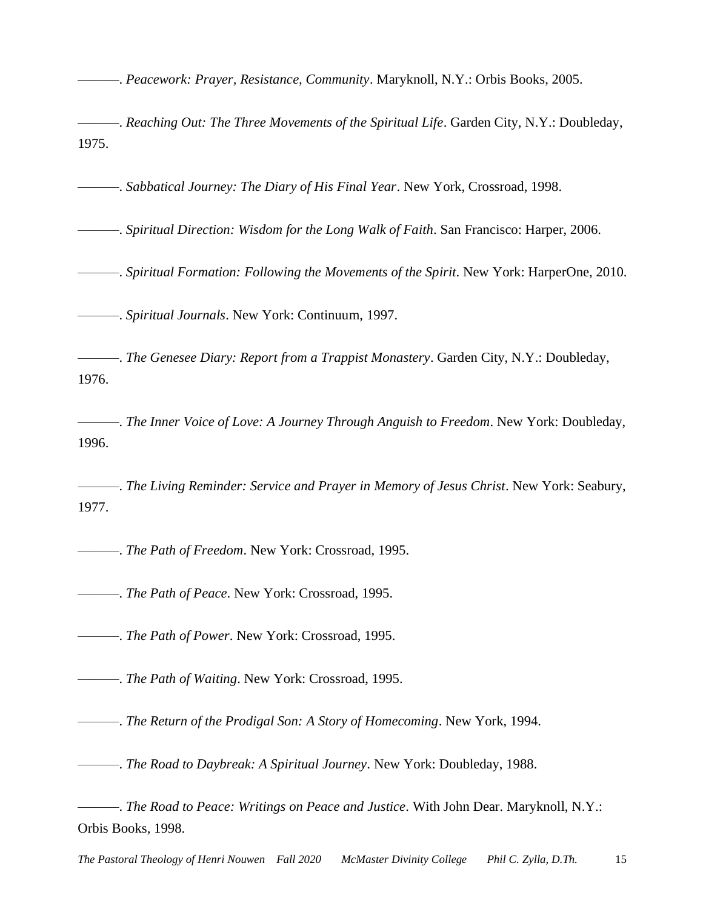———. *Peacework: Prayer, Resistance, Community*. Maryknoll, N.Y.: Orbis Books, 2005.

———. *Reaching Out: The Three Movements of the Spiritual Life*. Garden City, N.Y.: Doubleday, 1975.

———. *Sabbatical Journey: The Diary of His Final Year*. New York, Crossroad, 1998.

———. *Spiritual Direction: Wisdom for the Long Walk of Faith*. San Francisco: Harper, 2006.

———. *Spiritual Formation: Following the Movements of the Spirit*. New York: HarperOne, 2010.

———. *Spiritual Journals*. New York: Continuum, 1997.

———. *The Genesee Diary: Report from a Trappist Monastery*. Garden City, N.Y.: Doubleday, 1976.

———. *The Inner Voice of Love: A Journey Through Anguish to Freedom*. New York: Doubleday, 1996.

———. *The Living Reminder: Service and Prayer in Memory of Jesus Christ*. New York: Seabury, 1977.

———. *The Path of Freedom*. New York: Crossroad, 1995.

———. *The Path of Peace*. New York: Crossroad, 1995.

———. *The Path of Power*. New York: Crossroad, 1995.

———. *The Path of Waiting*. New York: Crossroad, 1995.

———. *The Return of the Prodigal Son: A Story of Homecoming*. New York, 1994.

———. *The Road to Daybreak: A Spiritual Journey*. New York: Doubleday, 1988.

———. *The Road to Peace: Writings on Peace and Justice*. With John Dear. Maryknoll, N.Y.: Orbis Books, 1998.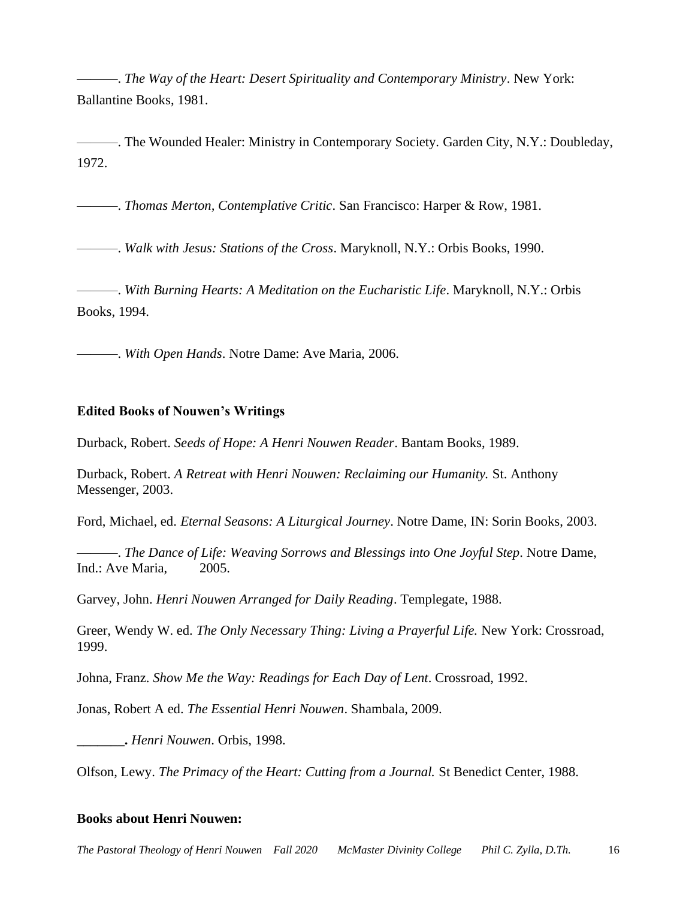———. *The Way of the Heart: Desert Spirituality and Contemporary Ministry*. New York: Ballantine Books, 1981.

———. The Wounded Healer: Ministry in Contemporary Society. Garden City, N.Y.: Doubleday, 1972.

———. *Thomas Merton, Contemplative Critic*. San Francisco: Harper & Row, 1981.

———. *Walk with Jesus: Stations of the Cross*. Maryknoll, N.Y.: Orbis Books, 1990.

———. *With Burning Hearts: A Meditation on the Eucharistic Life*. Maryknoll, N.Y.: Orbis Books, 1994.

———. *With Open Hands*. Notre Dame: Ave Maria, 2006.

**Edited Books of Nouwen's Writings**

Durback, Robert. *Seeds of Hope: A Henri Nouwen Reader*. Bantam Books, 1989.

Durback, Robert. *A Retreat with Henri Nouwen: Reclaiming our Humanity.* St. Anthony Messenger, 2003.

Ford, Michael, ed. *Eternal Seasons: A Liturgical Journey*. Notre Dame, IN: Sorin Books, 2003.

———. *The Dance of Life: Weaving Sorrows and Blessings into One Joyful Step*. Notre Dame, Ind.: Ave Maria, 2005.

Garvey, John. *Henri Nouwen Arranged for Daily Reading*. Templegate, 1988.

Greer, Wendy W. ed. *The Only Necessary Thing: Living a Prayerful Life.* New York: Crossroad, 1999.

Johna, Franz. *Show Me the Way: Readings for Each Day of Lent*. Crossroad, 1992.

Jonas, Robert A ed. *The Essential Henri Nouwen*. Shambala, 2009.

**_______.** *Henri Nouwen*. Orbis, 1998.

Olfson, Lewy. *The Primacy of the Heart: Cutting from a Journal.* St Benedict Center, 1988.

**Books about Henri Nouwen:**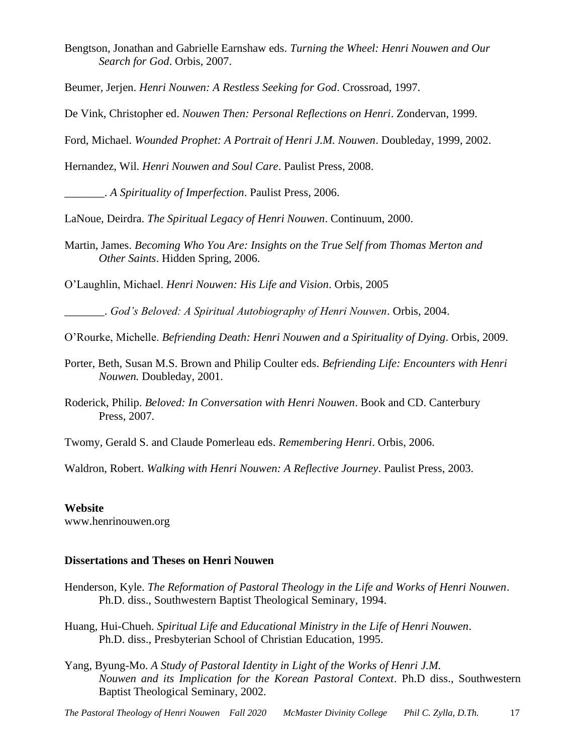Bengtson, Jonathan and Gabrielle Earnshaw eds. *Turning the Wheel: Henri Nouwen and Our Search for God*. Orbis, 2007.

Beumer, Jerjen. *Henri Nouwen: A Restless Seeking for God*. Crossroad, 1997.

De Vink, Christopher ed. *Nouwen Then: Personal Reflections on Henri*. Zondervan, 1999.

Ford, Michael. *Wounded Prophet: A Portrait of Henri J.M. Nouwen*. Doubleday, 1999, 2002.

Hernandez, Wil. *Henri Nouwen and Soul Care*. Paulist Press, 2008.

_______. *A Spirituality of Imperfection*. Paulist Press, 2006.

LaNoue, Deirdra. *The Spiritual Legacy of Henri Nouwen*. Continuum, 2000.

Martin, James. *Becoming Who You Are: Insights on the True Self from Thomas Merton and Other Saints*. Hidden Spring, 2006.

O'Laughlin, Michael. *Henri Nouwen: His Life and Vision*. Orbis, 2005

_______. *God's Beloved: A Spiritual Autobiography of Henri Nouwen*. Orbis, 2004.

O'Rourke, Michelle. *Befriending Death: Henri Nouwen and a Spirituality of Dying*. Orbis, 2009.

Porter, Beth, Susan M.S. Brown and Philip Coulter eds. *Befriending Life: Encounters with Henri Nouwen.* Doubleday, 2001.

Roderick, Philip. *Beloved: In Conversation with Henri Nouwen*. Book and CD. Canterbury Press, 2007.

Twomy, Gerald S. and Claude Pomerleau eds. *Remembering Henri*. Orbis, 2006.

Waldron, Robert. *Walking with Henri Nouwen: A Reflective Journey*. Paulist Press, 2003.

**Website**
www.henrinouwen.org

**Dissertations and Theses on Henri Nouwen**

Henderson, Kyle. *The Reformation of Pastoral Theology in the Life and Works of Henri Nouwen*. Ph.D. diss., Southwestern Baptist Theological Seminary, 1994.

Huang, Hui-Chueh. *Spiritual Life and Educational Ministry in the Life of Henri Nouwen*. Ph.D. diss., Presbyterian School of Christian Education, 1995.

Yang, Byung-Mo. *A Study of Pastoral Identity in Light of the Works of Henri J.M. Nouwen and its Implication for the Korean Pastoral Context*. Ph.D diss., Southwestern Baptist Theological Seminary, 2002.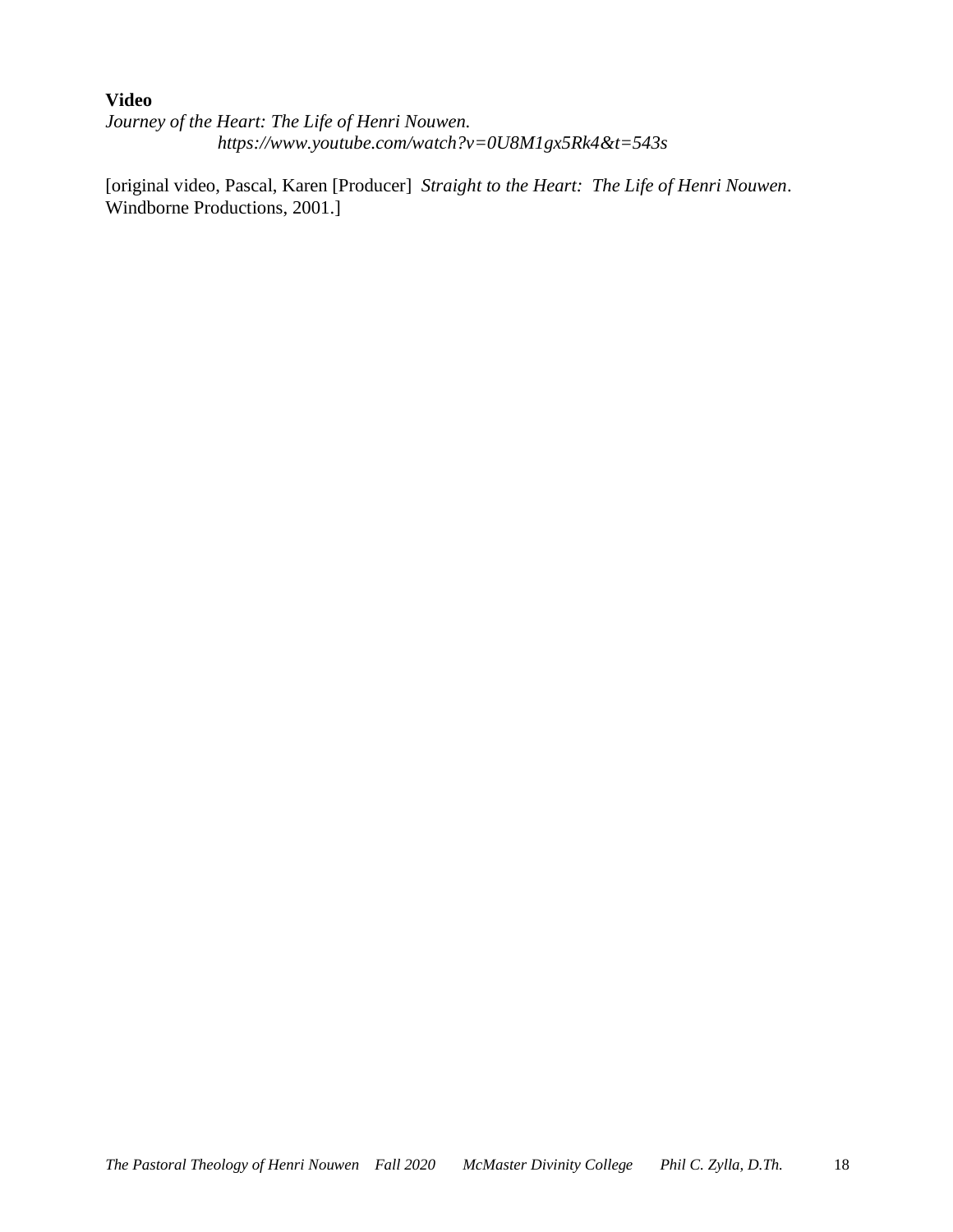**Video**

*Journey of the Heart: The Life of Henri Nouwen.*
*https://www.youtube.com/watch?v=0U8M1gx5Rk4&t=543s*

[original video, Pascal, Karen [Producer] *Straight to the Heart: The Life of Henri Nouwen*. Windborne Productions, 2001.]